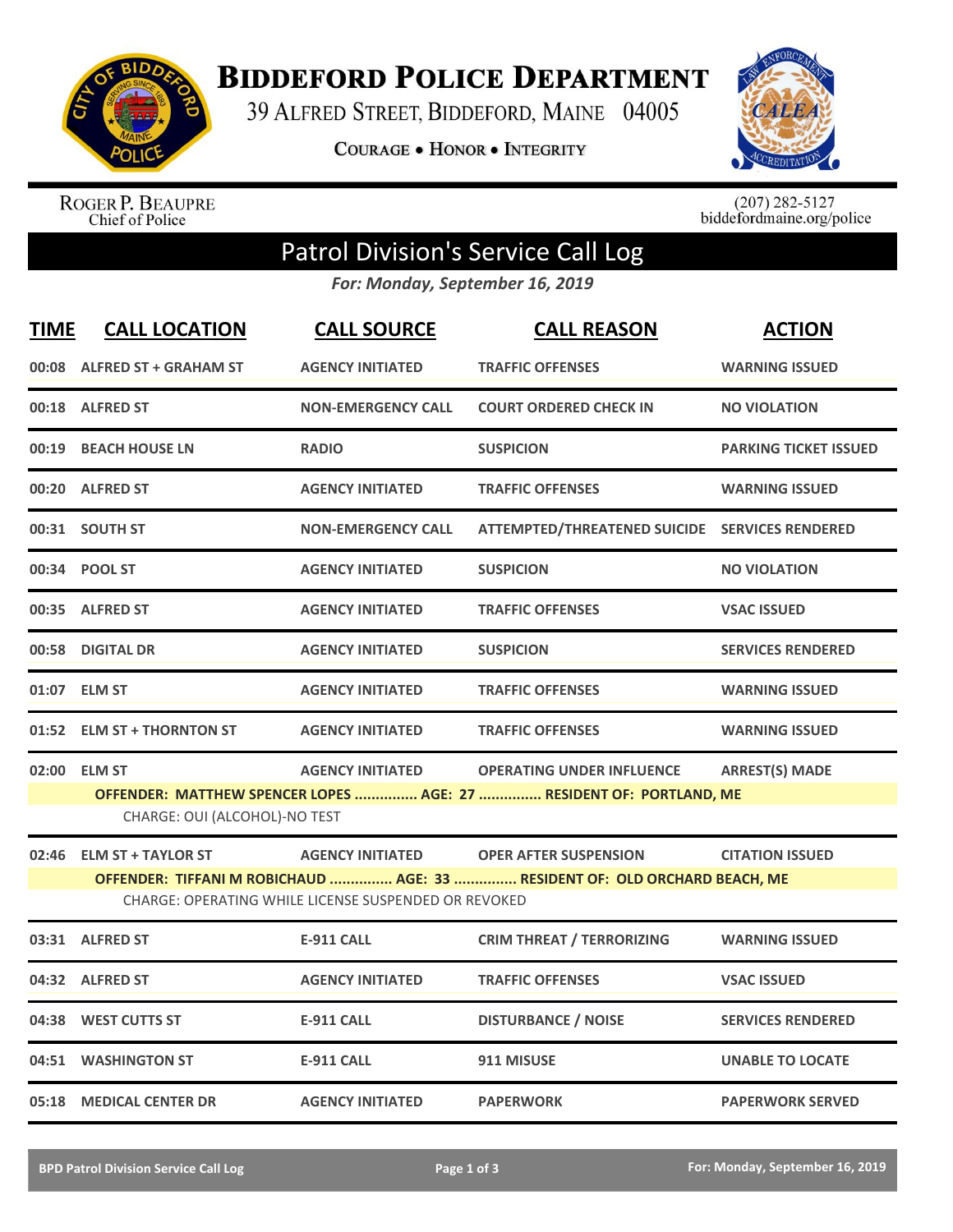# BIDDEFORD POLICE DEPARTMENT

39 ALFRED STREET, BIDDEFORD, MAINE 04005

COURAGE • HONOR • INTEGRITY

ROGER P. BEAUPRE
Chief of Police

(207) 282-5127
biddefordmaine.org/police

## Patrol Division's Service Call Log

*For: Monday, September 16, 2019*

| TIME | CALL LOCATION | CALL SOURCE | CALL REASON | ACTION |
|---|---|---|---|---|
| 00:08 | ALFRED ST + GRAHAM ST | AGENCY INITIATED | TRAFFIC OFFENSES | WARNING ISSUED |
| 00:18 | ALFRED ST | NON-EMERGENCY CALL | COURT ORDERED CHECK IN | NO VIOLATION |
| 00:19 | BEACH HOUSE LN | RADIO | SUSPICION | PARKING TICKET ISSUED |
| 00:20 | ALFRED ST | AGENCY INITIATED | TRAFFIC OFFENSES | WARNING ISSUED |
| 00:31 | SOUTH ST | NON-EMERGENCY CALL | ATTEMPTED/THREATENED SUICIDE | SERVICES RENDERED |
| 00:34 | POOL ST | AGENCY INITIATED | SUSPICION | NO VIOLATION |
| 00:35 | ALFRED ST | AGENCY INITIATED | TRAFFIC OFFENSES | VSAC ISSUED |
| 00:58 | DIGITAL DR | AGENCY INITIATED | SUSPICION | SERVICES RENDERED |
| 01:07 | ELM ST | AGENCY INITIATED | TRAFFIC OFFENSES | WARNING ISSUED |
| 01:52 | ELM ST + THORNTON ST | AGENCY INITIATED | TRAFFIC OFFENSES | WARNING ISSUED |
| 02:00 | ELM ST | AGENCY INITIATED | OPERATING UNDER INFLUENCE | ARREST(S) MADE |
| | OFFENDER: MATTHEW SPENCER LOPES ............... AGE: 27 ............... RESIDENT OF: PORTLAND, ME<br>CHARGE: OUI (ALCOHOL)-NO TEST | | | |
| 02:46 | ELM ST + TAYLOR ST | AGENCY INITIATED | OPER AFTER SUSPENSION | CITATION ISSUED |
| | OFFENDER: TIFFANI M ROBICHAUD ............... AGE: 33 ............... RESIDENT OF: OLD ORCHARD BEACH, ME<br>CHARGE: OPERATING WHILE LICENSE SUSPENDED OR REVOKED | | | |
| 03:31 | ALFRED ST | E-911 CALL | CRIM THREAT / TERRORIZING | WARNING ISSUED |
| 04:32 | ALFRED ST | AGENCY INITIATED | TRAFFIC OFFENSES | VSAC ISSUED |
| 04:38 | WEST CUTTS ST | E-911 CALL | DISTURBANCE / NOISE | SERVICES RENDERED |
| 04:51 | WASHINGTON ST | E-911 CALL | 911 MISUSE | UNABLE TO LOCATE |
| 05:18 | MEDICAL CENTER DR | AGENCY INITIATED | PAPERWORK | PAPERWORK SERVED |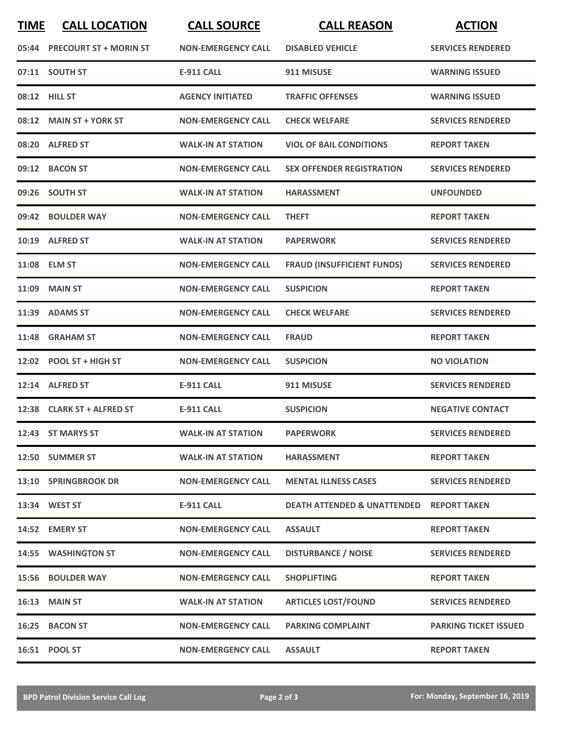| TIME | CALL LOCATION | CALL SOURCE | CALL REASON | ACTION |
|---|---|---|---|---|
| 05:44 | PRECOURT ST + MORIN ST | NON-EMERGENCY CALL | DISABLED VEHICLE | SERVICES RENDERED |
| 07:11 | SOUTH ST | E-911 CALL | 911 MISUSE | WARNING ISSUED |
| 08:12 | HILL ST | AGENCY INITIATED | TRAFFIC OFFENSES | WARNING ISSUED |
| 08:12 | MAIN ST + YORK ST | NON-EMERGENCY CALL | CHECK WELFARE | SERVICES RENDERED |
| 08:20 | ALFRED ST | WALK-IN AT STATION | VIOL OF BAIL CONDITIONS | REPORT TAKEN |
| 09:12 | BACON ST | NON-EMERGENCY CALL | SEX OFFENDER REGISTRATION | SERVICES RENDERED |
| 09:26 | SOUTH ST | WALK-IN AT STATION | HARASSMENT | UNFOUNDED |
| 09:42 | BOULDER WAY | NON-EMERGENCY CALL | THEFT | REPORT TAKEN |
| 10:19 | ALFRED ST | WALK-IN AT STATION | PAPERWORK | SERVICES RENDERED |
| 11:08 | ELM ST | NON-EMERGENCY CALL | FRAUD (INSUFFICIENT FUNDS) | SERVICES RENDERED |
| 11:09 | MAIN ST | NON-EMERGENCY CALL | SUSPICION | REPORT TAKEN |
| 11:39 | ADAMS ST | NON-EMERGENCY CALL | CHECK WELFARE | SERVICES RENDERED |
| 11:48 | GRAHAM ST | NON-EMERGENCY CALL | FRAUD | REPORT TAKEN |
| 12:02 | POOL ST + HIGH ST | NON-EMERGENCY CALL | SUSPICION | NO VIOLATION |
| 12:14 | ALFRED ST | E-911 CALL | 911 MISUSE | SERVICES RENDERED |
| 12:38 | CLARK ST + ALFRED ST | E-911 CALL | SUSPICION | NEGATIVE CONTACT |
| 12:43 | ST MARYS ST | WALK-IN AT STATION | PAPERWORK | SERVICES RENDERED |
| 12:50 | SUMMER ST | WALK-IN AT STATION | HARASSMENT | REPORT TAKEN |
| 13:10 | SPRINGBROOK DR | NON-EMERGENCY CALL | MENTAL ILLNESS CASES | SERVICES RENDERED |
| 13:34 | WEST ST | E-911 CALL | DEATH ATTENDED & UNATTENDED | REPORT TAKEN |
| 14:52 | EMERY ST | NON-EMERGENCY CALL | ASSAULT | REPORT TAKEN |
| 14:55 | WASHINGTON ST | NON-EMERGENCY CALL | DISTURBANCE / NOISE | SERVICES RENDERED |
| 15:56 | BOULDER WAY | NON-EMERGENCY CALL | SHOPLIFTING | REPORT TAKEN |
| 16:13 | MAIN ST | WALK-IN AT STATION | ARTICLES LOST/FOUND | SERVICES RENDERED |
| 16:25 | BACON ST | NON-EMERGENCY CALL | PARKING COMPLAINT | PARKING TICKET ISSUED |
| 16:51 | POOL ST | NON-EMERGENCY CALL | ASSAULT | REPORT TAKEN |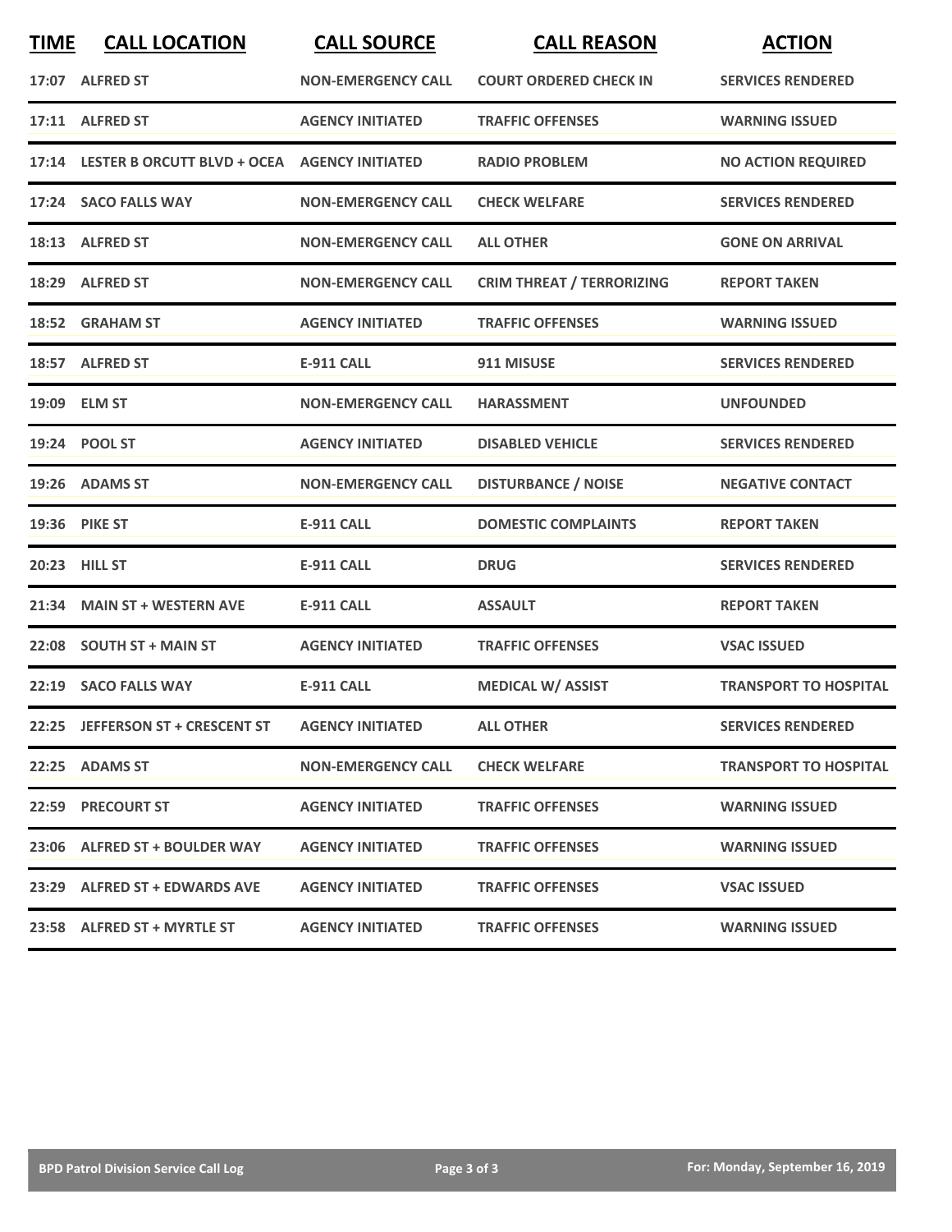| TIME | CALL LOCATION | CALL SOURCE | CALL REASON | ACTION |
|---|---|---|---|---|
| 17:07 | ALFRED ST | NON-EMERGENCY CALL | COURT ORDERED CHECK IN | SERVICES RENDERED |
| 17:11 | ALFRED ST | AGENCY INITIATED | TRAFFIC OFFENSES | WARNING ISSUED |
| 17:14 | LESTER B ORCUTT BLVD + OCEA | AGENCY INITIATED | RADIO PROBLEM | NO ACTION REQUIRED |
| 17:24 | SACO FALLS WAY | NON-EMERGENCY CALL | CHECK WELFARE | SERVICES RENDERED |
| 18:13 | ALFRED ST | NON-EMERGENCY CALL | ALL OTHER | GONE ON ARRIVAL |
| 18:29 | ALFRED ST | NON-EMERGENCY CALL | CRIM THREAT / TERRORIZING | REPORT TAKEN |
| 18:52 | GRAHAM ST | AGENCY INITIATED | TRAFFIC OFFENSES | WARNING ISSUED |
| 18:57 | ALFRED ST | E-911 CALL | 911 MISUSE | SERVICES RENDERED |
| 19:09 | ELM ST | NON-EMERGENCY CALL | HARASSMENT | UNFOUNDED |
| 19:24 | POOL ST | AGENCY INITIATED | DISABLED VEHICLE | SERVICES RENDERED |
| 19:26 | ADAMS ST | NON-EMERGENCY CALL | DISTURBANCE / NOISE | NEGATIVE CONTACT |
| 19:36 | PIKE ST | E-911 CALL | DOMESTIC COMPLAINTS | REPORT TAKEN |
| 20:23 | HILL ST | E-911 CALL | DRUG | SERVICES RENDERED |
| 21:34 | MAIN ST + WESTERN AVE | E-911 CALL | ASSAULT | REPORT TAKEN |
| 22:08 | SOUTH ST + MAIN ST | AGENCY INITIATED | TRAFFIC OFFENSES | VSAC ISSUED |
| 22:19 | SACO FALLS WAY | E-911 CALL | MEDICAL W/ ASSIST | TRANSPORT TO HOSPITAL |
| 22:25 | JEFFERSON ST + CRESCENT ST | AGENCY INITIATED | ALL OTHER | SERVICES RENDERED |
| 22:25 | ADAMS ST | NON-EMERGENCY CALL | CHECK WELFARE | TRANSPORT TO HOSPITAL |
| 22:59 | PRECOURT ST | AGENCY INITIATED | TRAFFIC OFFENSES | WARNING ISSUED |
| 23:06 | ALFRED ST + BOULDER WAY | AGENCY INITIATED | TRAFFIC OFFENSES | WARNING ISSUED |
| 23:29 | ALFRED ST + EDWARDS AVE | AGENCY INITIATED | TRAFFIC OFFENSES | VSAC ISSUED |
| 23:58 | ALFRED ST + MYRTLE ST | AGENCY INITIATED | TRAFFIC OFFENSES | WARNING ISSUED |